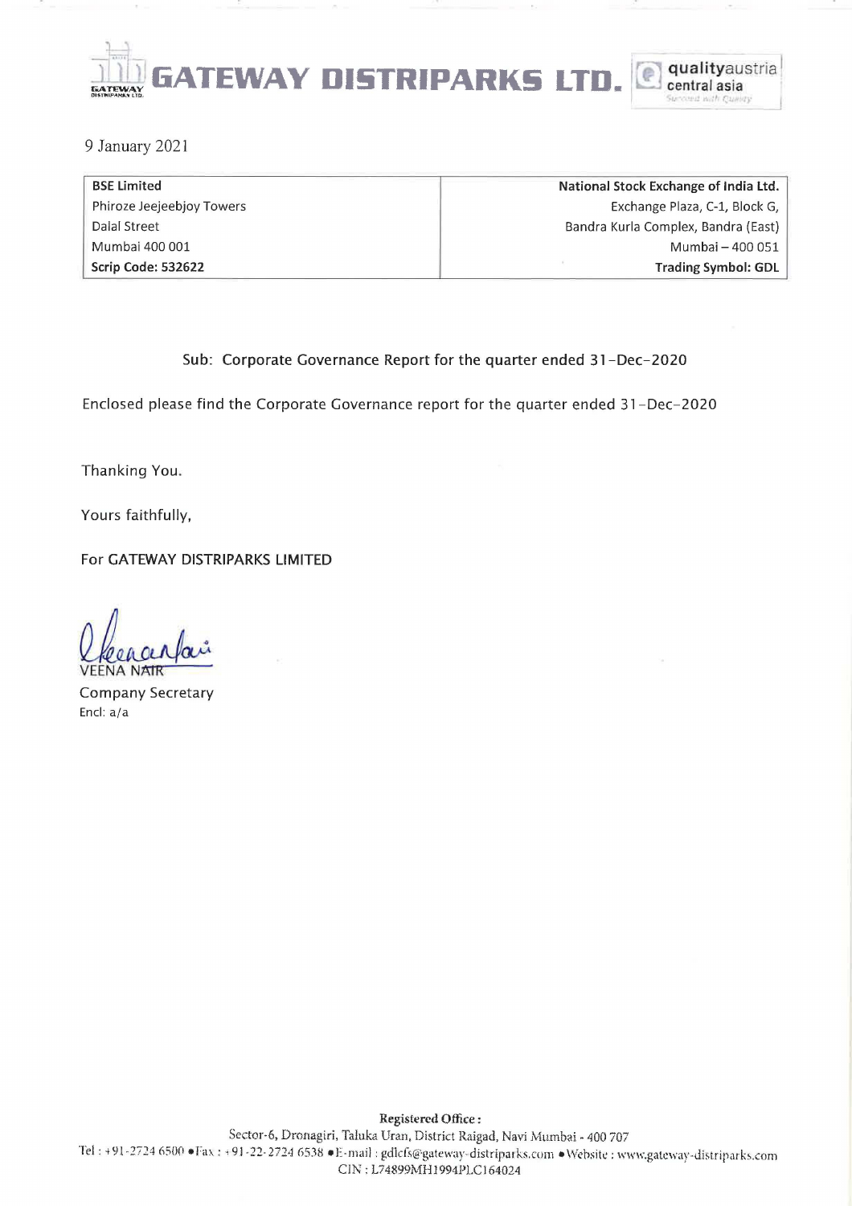# GATEWAY DISTRIPARKS LTD.

9 January 2021

| BSE Limited | National Stock Exchange of India Ltd. |
|---|---|
| Phiroze Jeejeebjoy Towers | Exchange Plaza, C-1, Block G, |
| Dalal Street | Bandra Kurla Complex, Bandra (East) |
| Mumbai 400 001 | Mumbai – 400 051 |
| **Scrip Code: 532622** | **Trading Symbol: GDL** |

Sub: Corporate Governance Report for the quarter ended 31-Dec-2020

Enclosed please find the Corporate Governance report for the quarter ended 31-Dec-2020

Thanking You.

Yours faithfully,

For GATEWAY DISTRIPARKS LIMITED

VEENA NAIR
Company Secretary
Encl: a/a

**Registered Office :**
Sector-6, Dronagiri, Taluka Uran, District Raigad, Navi Mumbai - 400 707
Tel : +91-2724 6500 • Fax : +91-22-2724 6538 • E-mail : gdlcfs@gateway-distriparks.com • Website : www.gateway-distriparks.com
CIN : L74899MH1994PLC164024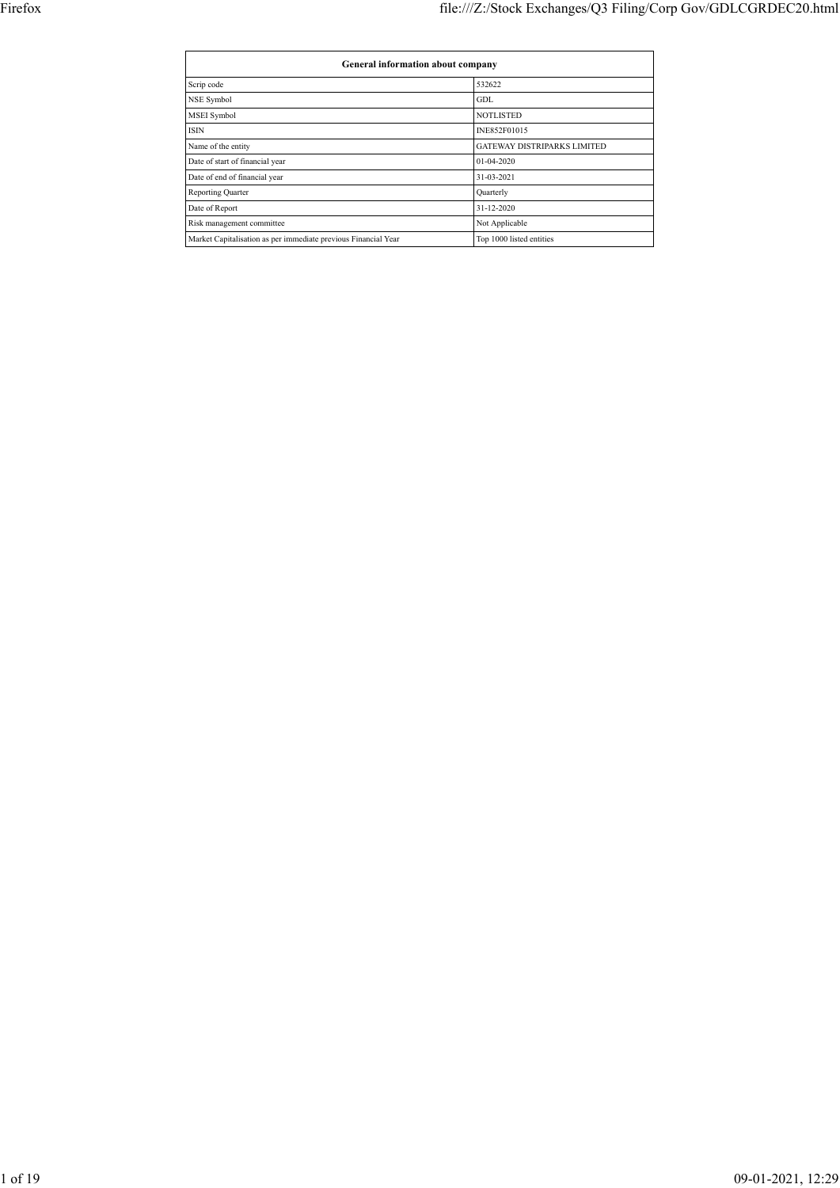| General information about company | |
|---|---|
| Scrip code | 532622 |
| NSE Symbol | GDL |
| MSEI Symbol | NOTLISTED |
| ISIN | INE852F01015 |
| Name of the entity | GATEWAY DISTRIPARKS LIMITED |
| Date of start of financial year | 01-04-2020 |
| Date of end of financial year | 31-03-2021 |
| Reporting Quarter | Quarterly |
| Date of Report | 31-12-2020 |
| Risk management committee | Not Applicable |
| Market Capitalisation as per immediate previous Financial Year | Top 1000 listed entities |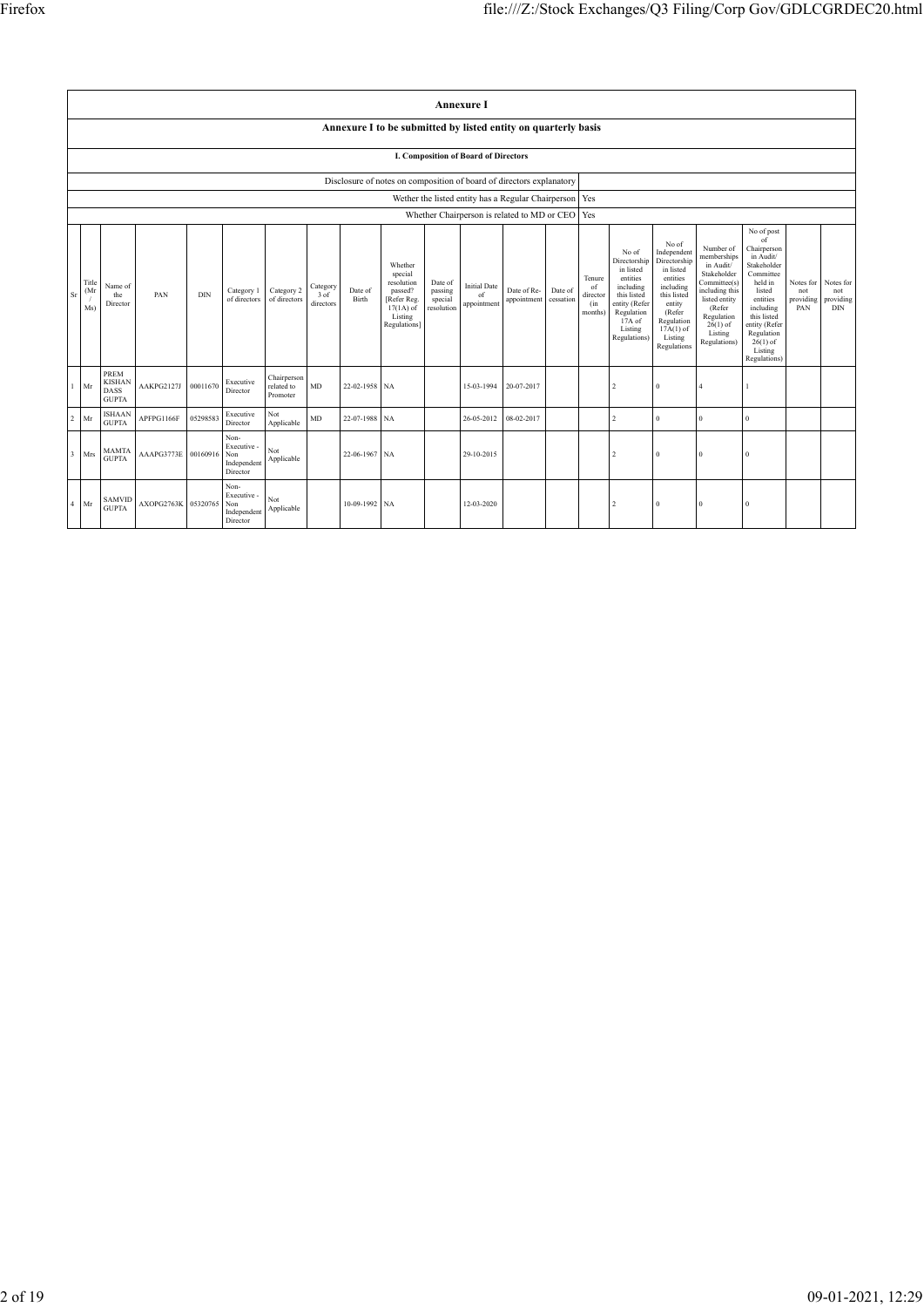# Annexure I

## Annexure I to be submitted by listed entity on quarterly basis

### I. Composition of Board of Directors

| Disclosure of notes on composition of board of directors explanatory | |
|---|---|
| Wether the listed entity has a Regular Chairperson | Yes |
| Whether Chairperson is related to MD or CEO | Yes |

| Sr | Title (Mr / Ms) | Name of the Director | PAN | DIN | Category 1 of directors | Category 2 of directors | Category 3 of directors | Date of Birth | Whether special resolution passed? [Refer Reg. 17(1A) of Listing Regulations] | Date of passing special resolution | Initial Date of appointment | Date of Re-appointment | Date of cessation | Tenure of director (in months) | No of Directorship in listed entities including this listed entity (Refer Regulation 17A of Listing Regulations) | No of Independent Directorship in listed entities including this listed entity (Refer Regulation 17A(1) of Listing Regulations | Number of memberships in Audit/ Stakeholder Committee(s) including this listed entity (Refer Regulation 26(1) of Listing Regulations) | No of post of Chairperson in Audit/ Stakeholder Committee held in listed entities including this listed entity (Refer Regulation 26(1) of Listing Regulations) | Notes for not providing PAN | Notes for not providing DIN |
|---|---|---|---|---|---|---|---|---|---|---|---|---|---|---|---|---|---|---|---|---|
| 1 | Mr | PREM KISHAN DASS GUPTA | AAKPG2127J | 00011670 | Executive Director | Chairperson related to Promoter | MD | 22-02-1958 | NA | | 15-03-1994 | 20-07-2017 | | | 2 | 0 | 4 | 1 | | |
| 2 | Mr | ISHAAN GUPTA | APFPG1166F | 05298583 | Executive Director | Not Applicable | MD | 22-07-1988 | NA | | 26-05-2012 | 08-02-2017 | | | 2 | 0 | 0 | 0 | | |
| 3 | Mrs | MAMTA GUPTA | AAAPG3773E | 00160916 | Non-Executive - Non Independent Director | Not Applicable | | 22-06-1967 | NA | | 29-10-2015 | | | | 2 | 0 | 0 | 0 | | |
| 4 | Mr | SAMVID GUPTA | AXOPG2763K | 05320765 | Non-Executive - Non Independent Director | Not Applicable | | 10-09-1992 | NA | | 12-03-2020 | | | | 2 | 0 | 0 | 0 | | |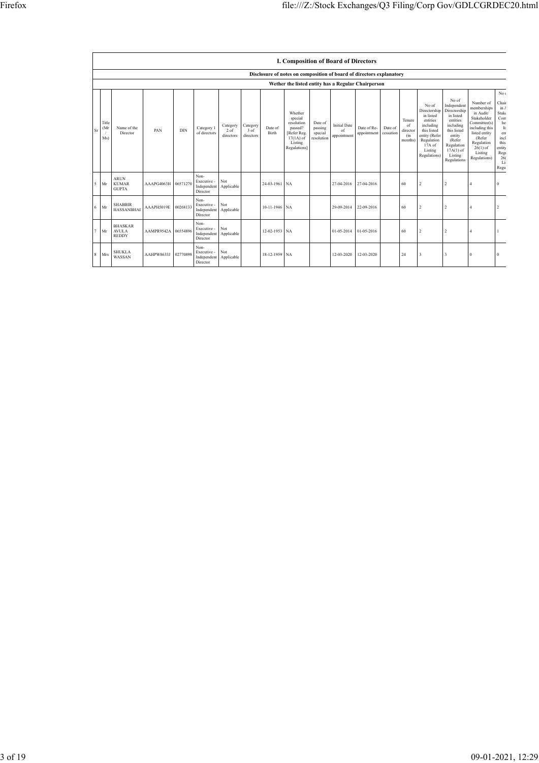## I. Composition of Board of Directors

**Disclosure of notes on composition of board of directors explanatory**

**Wether the listed entity has a Regular Chairperson**

| Sr | Title (Mr / Ms) | Name of the Director | PAN | DIN | Category 1 of directors | Category 2 of directors | Category 3 of directors | Date of Birth | Whether special resolution passed? [Refer Reg. 17(1A) of Listing Regulations] | Date of passing special resolution | Initial Date of appointment | Date of Re-appointment | Date of cessation | Tenure of director (in months) | No of Directorship in listed entities including this listed entity (Refer Regulation 17A of Listing Regulations) | No of Independent Directorship in listed entities including this listed entity (Refer Regulation 17A(1) of Listing Regulations | Number of memberships in Audit/ Stakeholder Committee(s) including this listed entity (Refer Regulation 26(1) of Listing Regulations) | No of Chai in A Stak Com he li en incl this entity Regu 26( Lis Regu |
|---|---|---|---|---|---|---|---|---|---|---|---|---|---|---|---|---|---|---|
| 5 | Mr | ARUN KUMAR GUPTA | AAAPG4063H | 06571270 | Non-Executive - Independent Director | Not Applicable | | 24-03-1961 | NA | | 27-04-2016 | 27-04-2016 | | 60 | 2 | 2 | 4 | 0 |
| 6 | Mr | SHABBIR HASSANBHAI | AAAPH5019E | 00268133 | Non-Executive - Independent Director | Not Applicable | | 10-11-1946 | NA | | 29-09-2014 | 22-09-2016 | | 60 | 2 | 2 | 4 | 2 |
| 7 | Mr | BHASKAR AVULA REDDY | AAMPR9542A | 06554896 | Non-Executive - Independent Director | Not Applicable | | 12-02-1953 | NA | | 01-05-2014 | 01-05-2016 | | 60 | 2 | 2 | 4 | 1 |
| 8 | Mrs | SHUKLA WASSAN | AAHPW8633J | 02770898 | Non-Executive - Independent Director | Not Applicable | | 18-12-1959 | NA | | 12-03-2020 | 12-03-2020 | | 24 | 3 | 3 | 0 | 0 |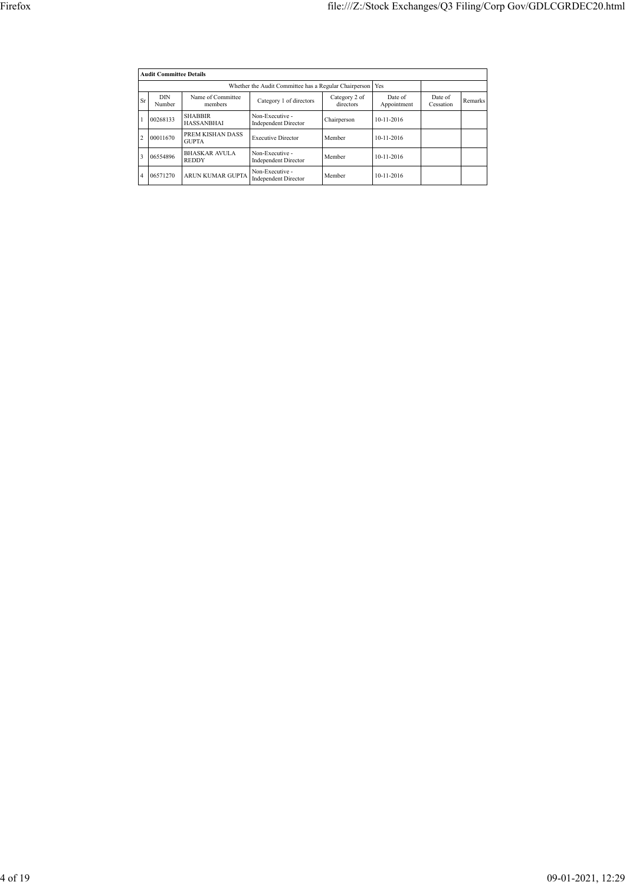| Audit Committee Details | | | | | | | |
|---|---|---|---|---|---|---|---|
| Whether the Audit Committee has a Regular Chairperson | | | | | Yes | | |
| Sr | DIN Number | Name of Committee members | Category 1 of directors | Category 2 of directors | Date of Appointment | Date of Cessation | Remarks |
| 1 | 00268133 | SHABBIR HASSANBHAI | Non-Executive - Independent Director | Chairperson | 10-11-2016 | | |
| 2 | 00011670 | PREM KISHAN DASS GUPTA | Executive Director | Member | 10-11-2016 | | |
| 3 | 06554896 | BHASKAR AVULA REDDY | Non-Executive - Independent Director | Member | 10-11-2016 | | |
| 4 | 06571270 | ARUN KUMAR GUPTA | Non-Executive - Independent Director | Member | 10-11-2016 | | |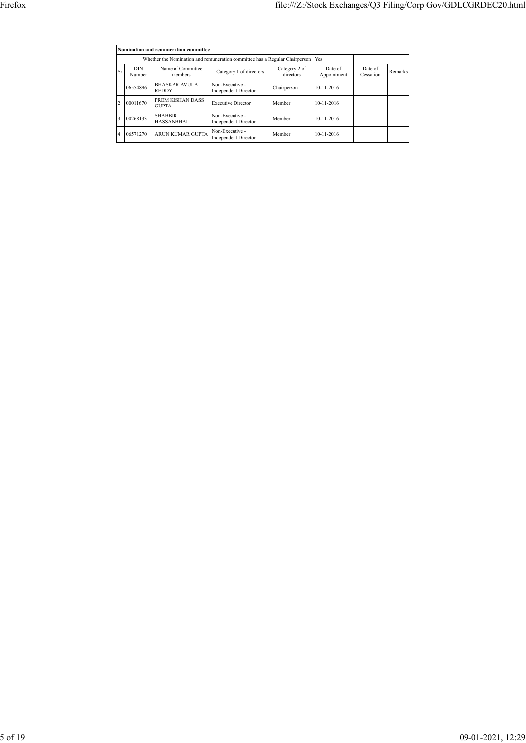| Nomination and remuneration committee | | | | | | | |
|---|---|---|---|---|---|---|---|
| Whether the Nomination and remuneration committee has a Regular Chairperson | | | | | Yes | | |
| Sr | DIN Number | Name of Committee members | Category 1 of directors | Category 2 of directors | Date of Appointment | Date of Cessation | Remarks |
| 1 | 06554896 | BHASKAR AVULA REDDY | Non-Executive - Independent Director | Chairperson | 10-11-2016 | | |
| 2 | 00011670 | PREM KISHAN DASS GUPTA | Executive Director | Member | 10-11-2016 | | |
| 3 | 00268133 | SHABBIR HASSANBHAI | Non-Executive - Independent Director | Member | 10-11-2016 | | |
| 4 | 06571270 | ARUN KUMAR GUPTA | Non-Executive - Independent Director | Member | 10-11-2016 | | |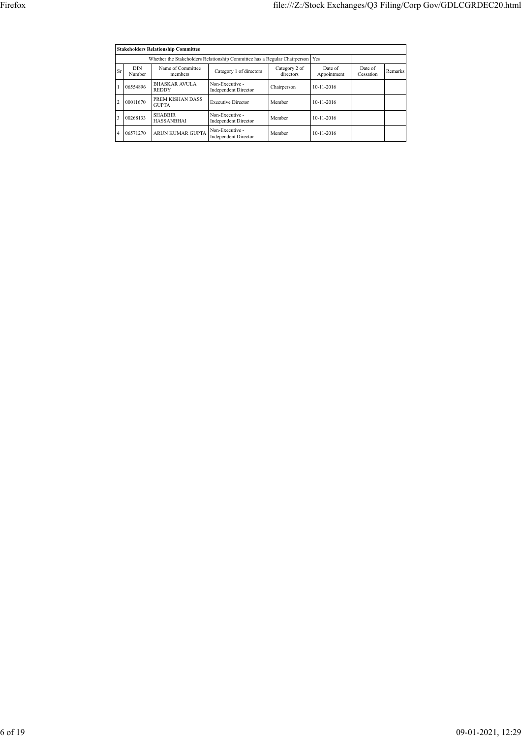| Stakeholders Relationship Committee | | | | | | | |
|---|---|---|---|---|---|---|---|
| Whether the Stakeholders Relationship Committee has a Regular Chairperson | | | | | Yes | | |
| Sr | DIN Number | Name of Committee members | Category 1 of directors | Category 2 of directors | Date of Appointment | Date of Cessation | Remarks |
| 1 | 06554896 | BHASKAR AVULA REDDY | Non-Executive - Independent Director | Chairperson | 10-11-2016 | | |
| 2 | 00011670 | PREM KISHAN DASS GUPTA | Executive Director | Member | 10-11-2016 | | |
| 3 | 00268133 | SHABBIR HASSANBHAI | Non-Executive - Independent Director | Member | 10-11-2016 | | |
| 4 | 06571270 | ARUN KUMAR GUPTA | Non-Executive - Independent Director | Member | 10-11-2016 | | |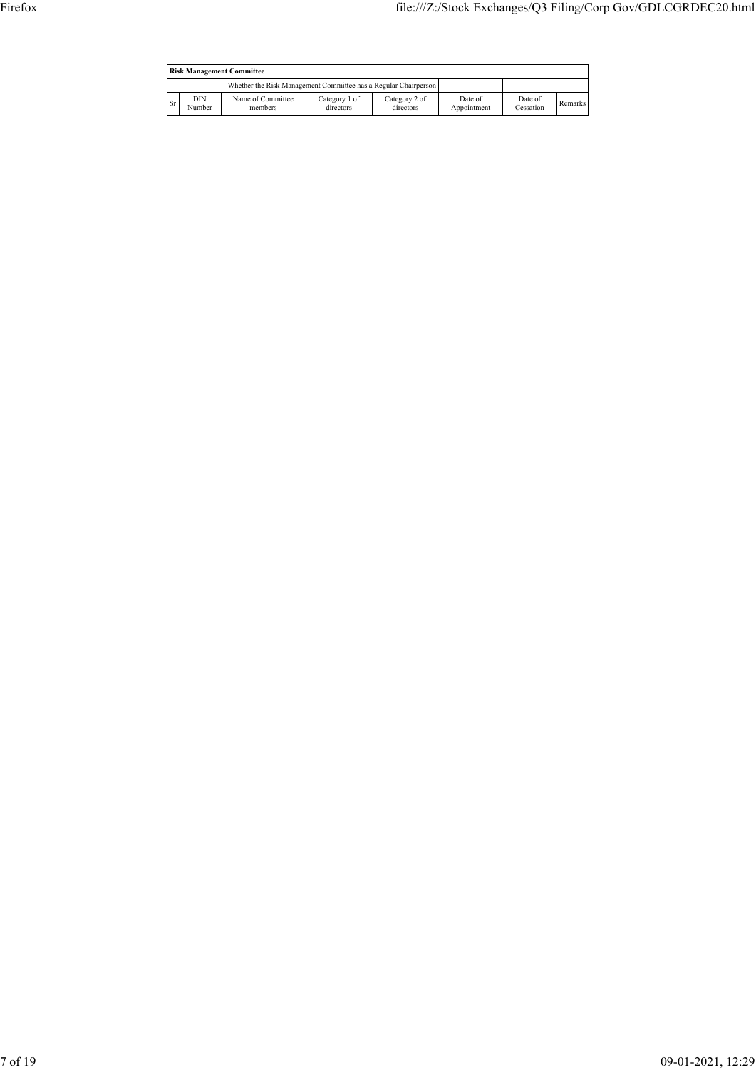| Risk Management Committee | | | | | | | |
|---|---|---|---|---|---|---|---|
| Whether the Risk Management Committee has a Regular Chairperson | | | | | | | |
| Sr | DIN Number | Name of Committee members | Category 1 of directors | Category 2 of directors | Date of Appointment | Date of Cessation | Remarks |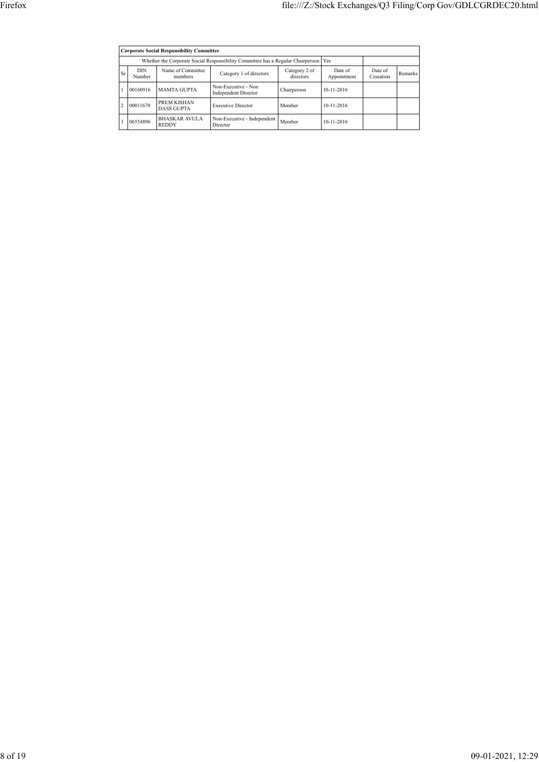| Corporate Social Responsibility Committee | | | | | | | |
|---|---|---|---|---|---|---|---|
| Whether the Corporate Social Responsibility Committee has a Regular Chairperson | | | | | Yes | | |
| Sr | DIN Number | Name of Committee members | Category 1 of directors | Category 2 of directors | Date of Appointment | Date of Cessation | Remarks |
| 1 | 00160916 | MAMTA GUPTA | Non-Executive - Non Independent Director | Chairperson | 10-11-2016 | | |
| 2 | 00011670 | PREM KISHAN DASS GUPTA | Executive Director | Member | 10-11-2016 | | |
| 3 | 06554896 | BHASKAR AVULA REDDY | Non-Executive - Independent Director | Member | 10-11-2016 | | |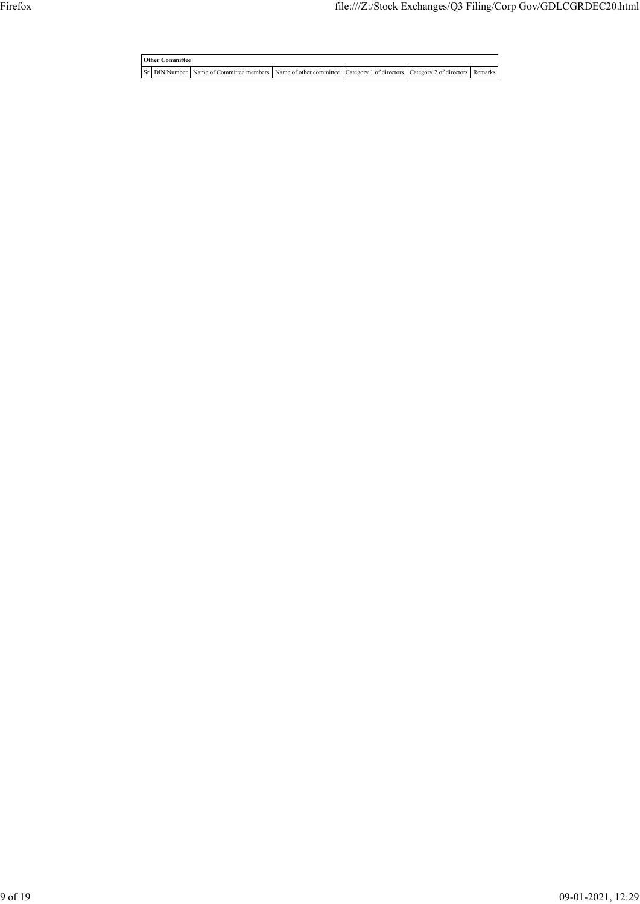| Other Committee | | | | | | |
|---|---|---|---|---|---|---|
| Sr | DIN Number | Name of Committee members | Name of other committee | Category 1 of directors | Category 2 of directors | Remarks |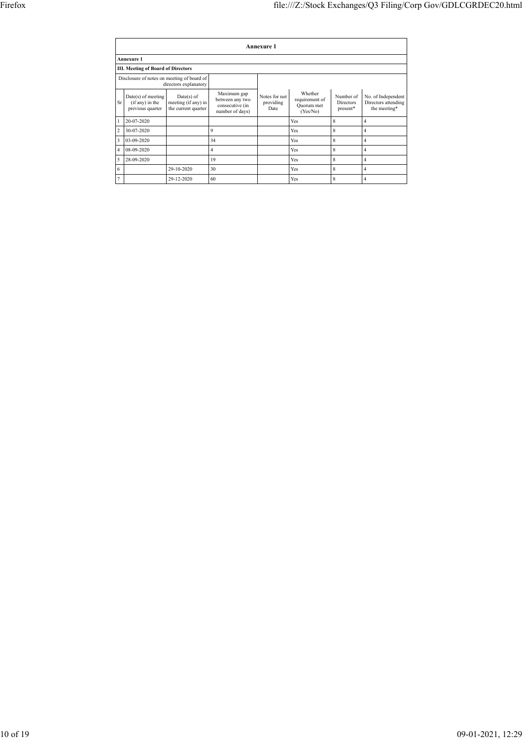# Annexure 1

**Annexure 1**

**III. Meeting of Board of Directors**

| Disclosure of notes on meeting of board of directors explanatory | | | | | | | |
|---|---|---|---|---|---|---|---|
| **Sr** | **Date(s) of meeting (if any) in the previous quarter** | **Date(s) of meeting (if any) in the current quarter** | **Maximum gap between any two consecutive (in number of days)** | **Notes for not providing Date** | **Whether requirement of Quorum met (Yes/No)** | **Number of Directors present*** | **No. of Independent Directors attending the meeting*** |
| 1 | 20-07-2020 | | | | Yes | 8 | 4 |
| 2 | 30-07-2020 | | 9 | | Yes | 8 | 4 |
| 3 | 03-09-2020 | | 34 | | Yes | 8 | 4 |
| 4 | 08-09-2020 | | 4 | | Yes | 8 | 4 |
| 5 | 28-09-2020 | | 19 | | Yes | 8 | 4 |
| 6 | | 29-10-2020 | 30 | | Yes | 8 | 4 |
| 7 | | 29-12-2020 | 60 | | Yes | 8 | 4 |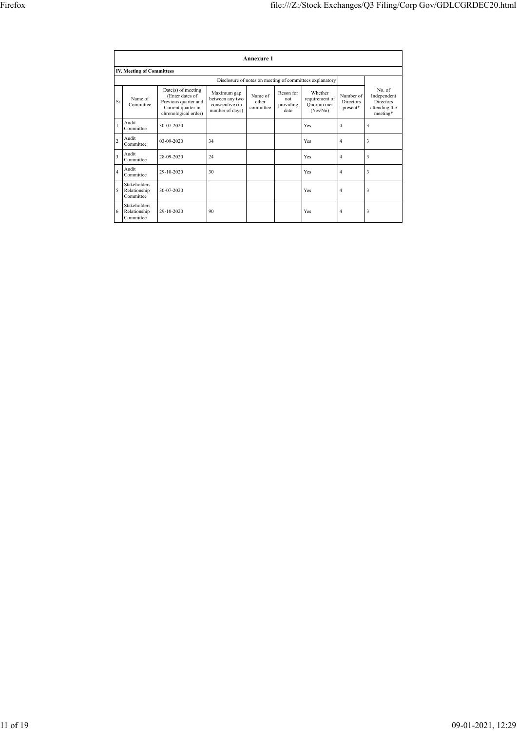| Annexure 1 | | | | | | | | |
|---|---|---|---|---|---|---|---|---|
| **IV. Meeting of Committees** | | | | | | | | |
| Disclosure of notes on meeting of committees explanatory | | | | | | | | |
| Sr | Name of Committee | Date(s) of meeting (Enter dates of Previous quarter and Current quarter in chronological order) | Maximum gap between any two consecutive (in number of days) | Name of other committee | Reson for not providing date | Whether requirement of Quorum met (Yes/No) | Number of Directors present* | No. of Independent Directors attending the meeting* |
| 1 | Audit Committee | 30-07-2020 | | | | Yes | 4 | 3 |
| 2 | Audit Committee | 03-09-2020 | 34 | | | Yes | 4 | 3 |
| 3 | Audit Committee | 28-09-2020 | 24 | | | Yes | 4 | 3 |
| 4 | Audit Committee | 29-10-2020 | 30 | | | Yes | 4 | 3 |
| 5 | Stakeholders Relationship Committee | 30-07-2020 | | | | Yes | 4 | 3 |
| 6 | Stakeholders Relationship Committee | 29-10-2020 | 90 | | | Yes | 4 | 3 |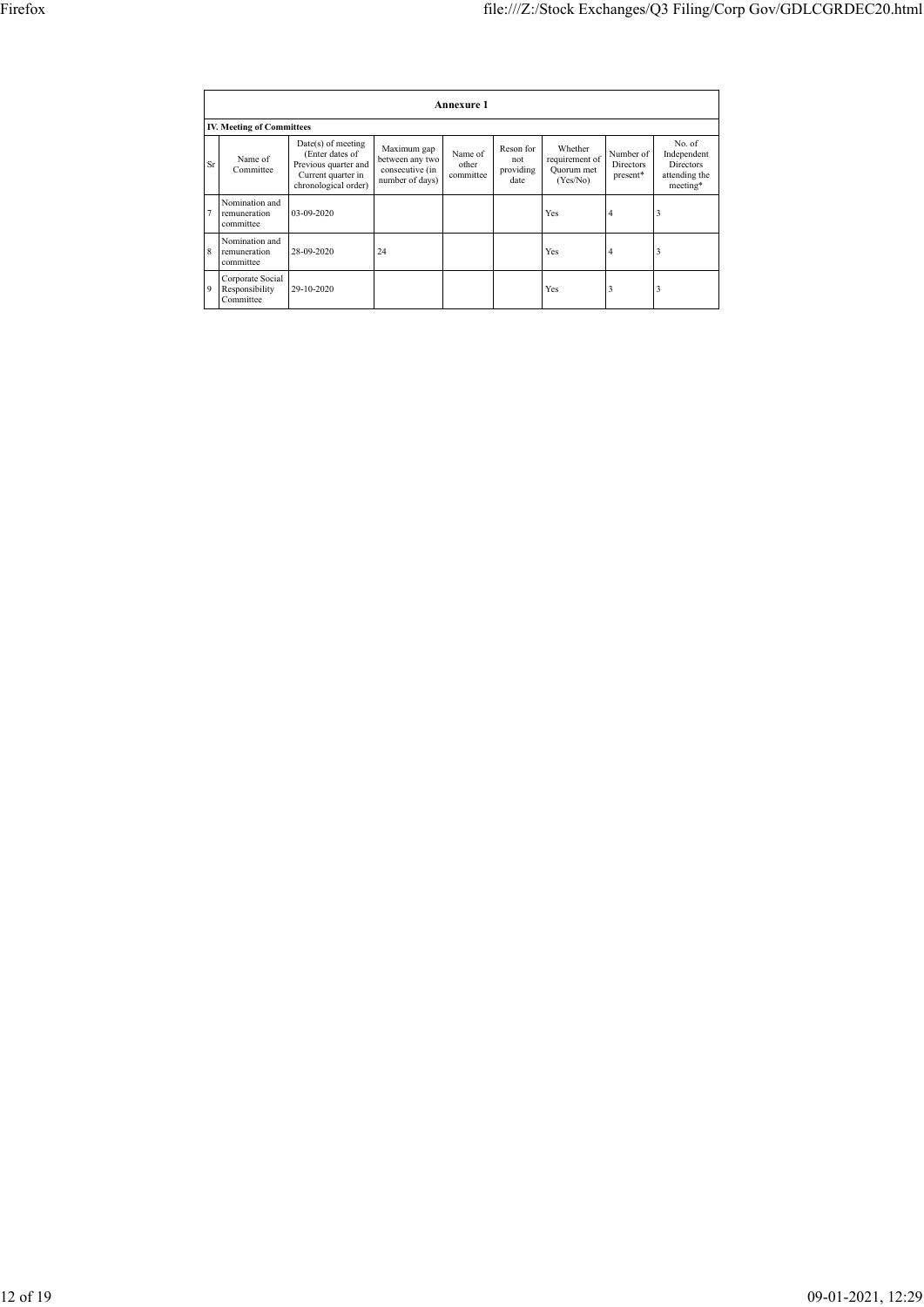**Annexure 1**

**IV. Meeting of Committees**

| Sr | Name of Committee | Date(s) of meeting (Enter dates of Previous quarter and Current quarter in chronological order) | Maximum gap between any two consecutive (in number of days) | Name of other committee | Reson for not providing date | Whether requirement of Quorum met (Yes/No) | Number of Directors present* | No. of Independent Directors attending the meeting* |
|---|---|---|---|---|---|---|---|---|
| 7 | Nomination and remuneration committee | 03-09-2020 | | | | Yes | 4 | 3 |
| 8 | Nomination and remuneration committee | 28-09-2020 | 24 | | | Yes | 4 | 3 |
| 9 | Corporate Social Responsibility Committee | 29-10-2020 | | | | Yes | 3 | 3 |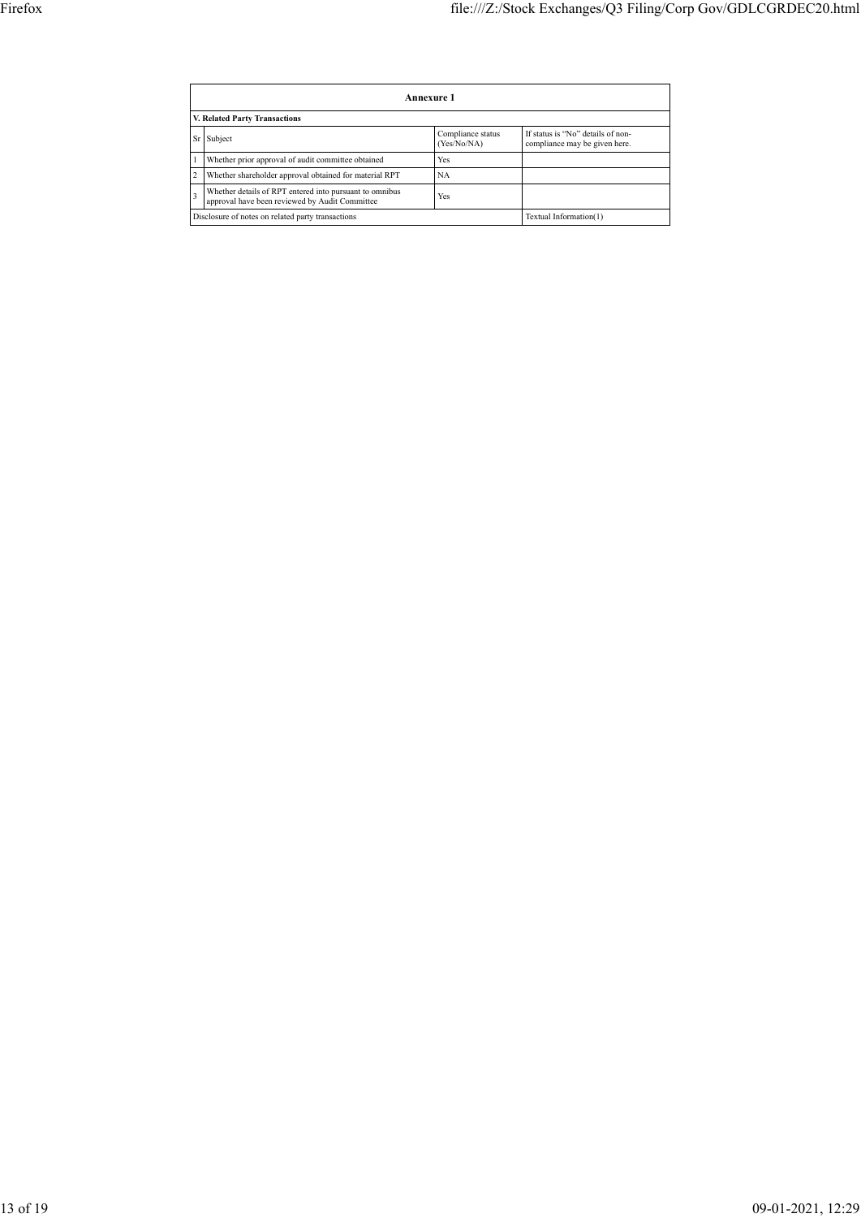| Annexure 1 | | | |
|---|---|---|---|
| **V. Related Party Transactions** | | | |
| Sr | Subject | Compliance status (Yes/No/NA) | If status is "No" details of non-compliance may be given here. |
| 1 | Whether prior approval of audit committee obtained | Yes | |
| 2 | Whether shareholder approval obtained for material RPT | NA | |
| 3 | Whether details of RPT entered into pursuant to omnibus approval have been reviewed by Audit Committee | Yes | |
| Disclosure of notes on related party transactions | | | Textual Information(1) |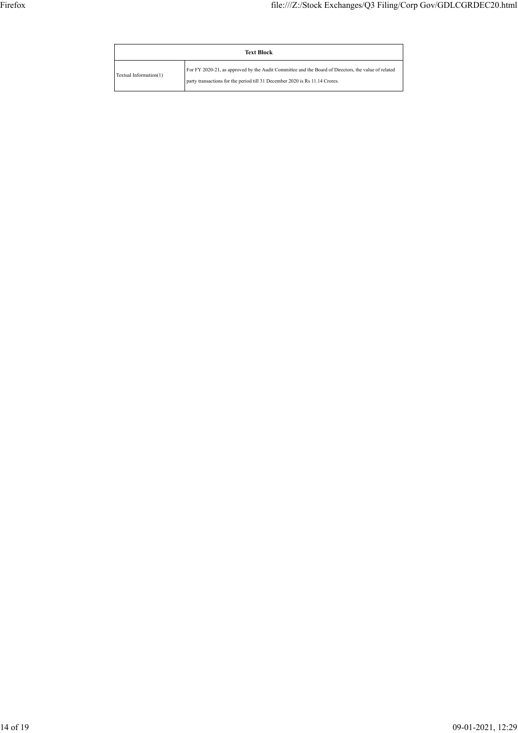| Text Block | |
|---|---|
| Textual Information(1) | For FY 2020-21, as approved by the Audit Committee and the Board of Directors, the value of related party transactions for the period till 31 December 2020 is Rs 11.14 Crores. |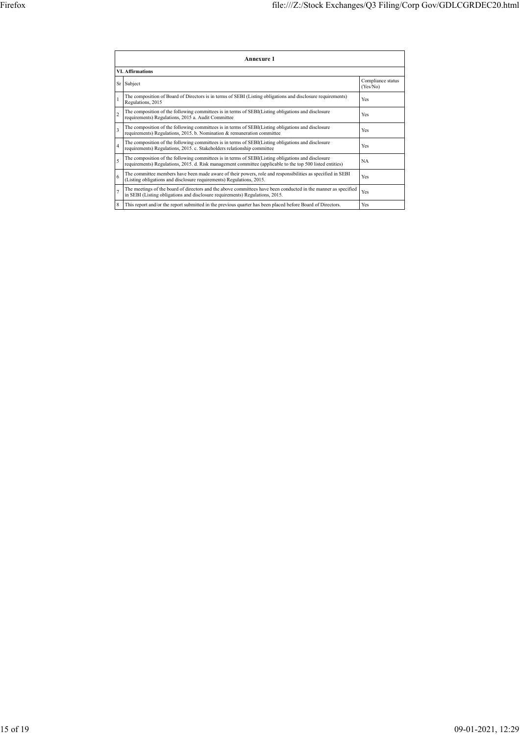| Annexure 1 | | |
|---|---|---|
| **VI. Affirmations** | | |
| Sr | Subject | Compliance status (Yes/No) |
| 1 | The composition of Board of Directors is in terms of SEBI (Listing obligations and disclosure requirements) Regulations, 2015 | Yes |
| 2 | The composition of the following committees is in terms of SEBI(Listing obligations and disclosure requirements) Regulations, 2015 a. Audit Committee | Yes |
| 3 | The composition of the following committees is in terms of SEBI(Listing obligations and disclosure requirements) Regulations, 2015. b. Nomination & remuneration committee | Yes |
| 4 | The composition of the following committees is in terms of SEBI(Listing obligations and disclosure requirements) Regulations, 2015. c. Stakeholders relationship committee | Yes |
| 5 | The composition of the following committees is in terms of SEBI(Listing obligations and disclosure requirements) Regulations, 2015. d. Risk management committee (applicable to the top 500 listed entities) | NA |
| 6 | The committee members have been made aware of their powers, role and responsibilities as specified in SEBI (Listing obligations and disclosure requirements) Regulations, 2015. | Yes |
| 7 | The meetings of the board of directors and the above committees have been conducted in the manner as specified in SEBI (Listing obligations and disclosure requirements) Regulations, 2015. | Yes |
| 8 | This report and/or the report submitted in the previous quarter has been placed before Board of Directors. | Yes |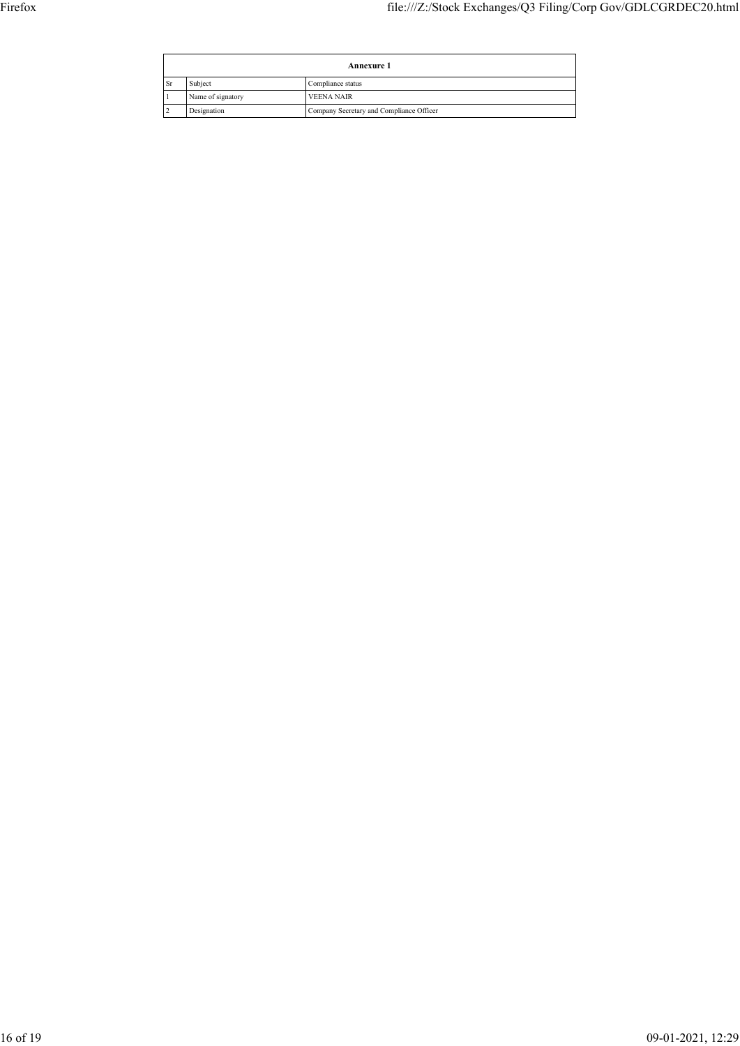| Annexure 1 | | |
|---|---|---|
| Sr | Subject | Compliance status |
| 1 | Name of signatory | VEENA NAIR |
| 2 | Designation | Company Secretary and Compliance Officer |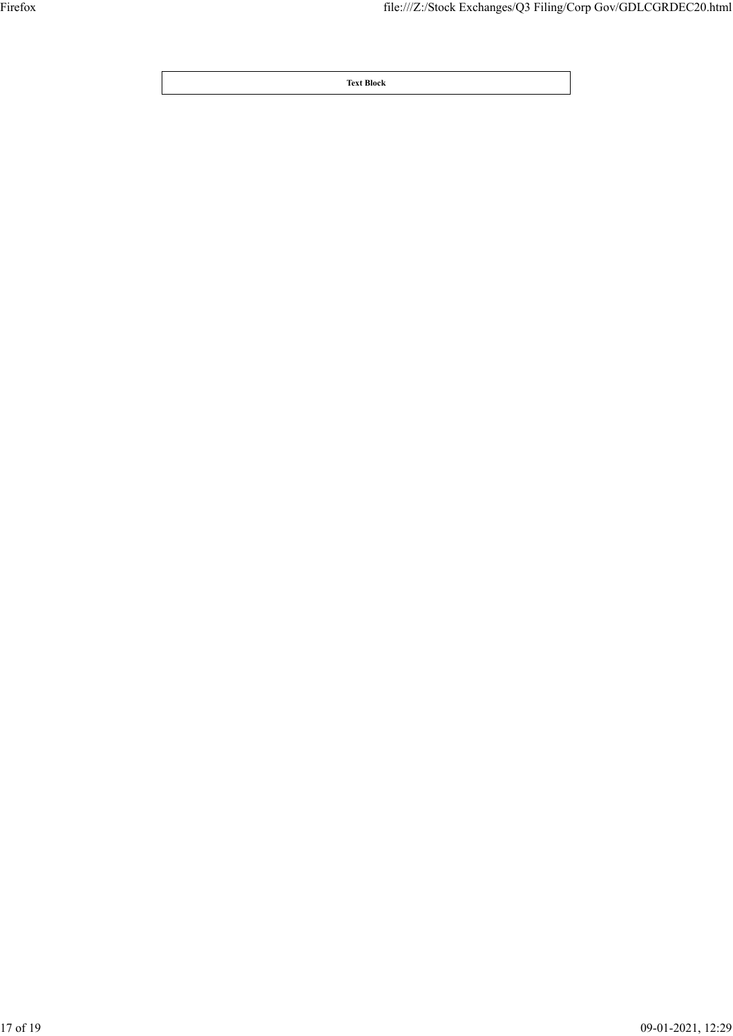| Text Block |
| --- |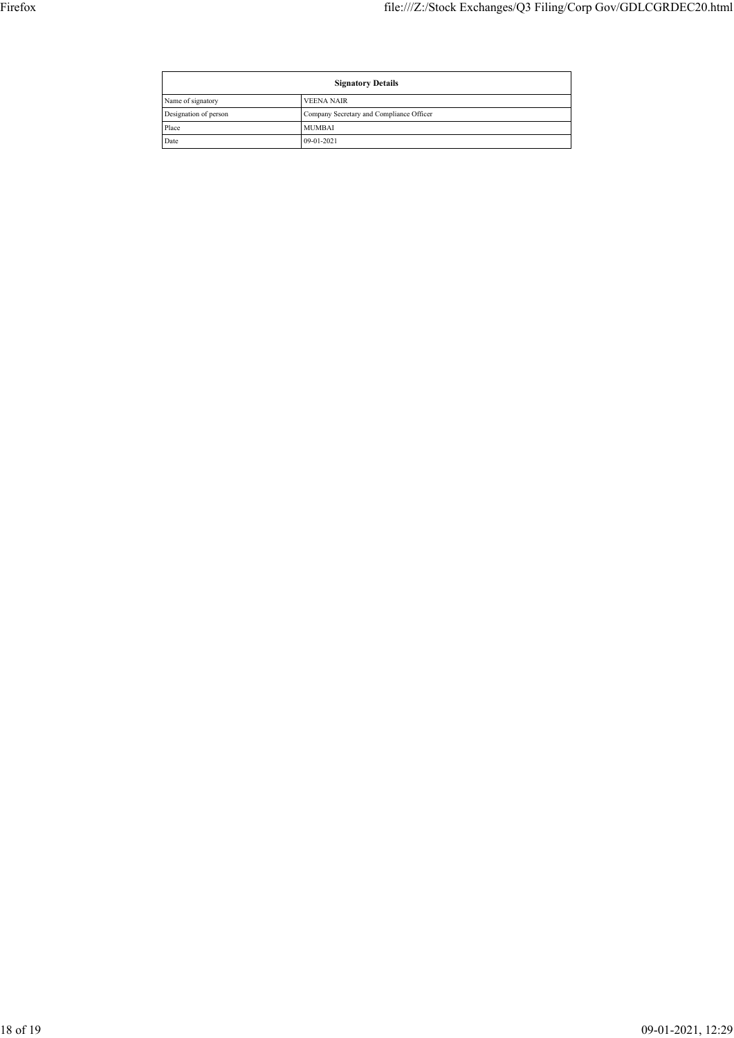| Signatory Details | |
|---|---|
| Name of signatory | VEENA NAIR |
| Designation of person | Company Secretary and Compliance Officer |
| Place | MUMBAI |
| Date | 09-01-2021 |